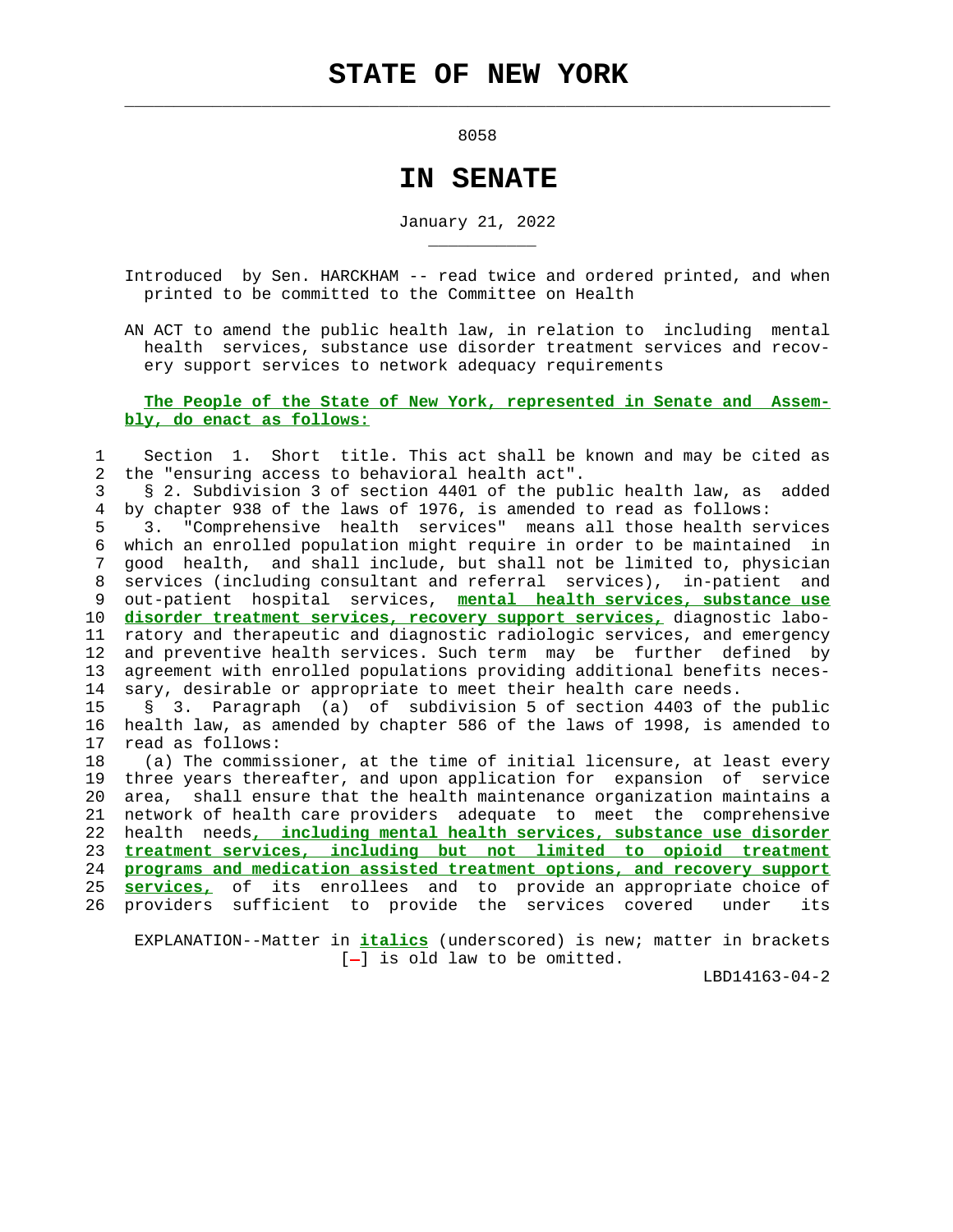# STATE OF NEW YORK

8058

## IN SENATE

January 21, 2022

Introduced by Sen. HARCKHAM -- read twice and ordered printed, and when printed to be committed to the Committee on Health

AN ACT to amend the public health law, in relation to including mental health services, substance use disorder treatment services and recovery support services to network adequacy requirements

***The People of the State of New York, represented in Senate and Assembly, do enact as follows:***

Section 1. Short title. This act shall be known and may be cited as the "ensuring access to behavioral health act".

§ 2. Subdivision 3 of section 4401 of the public health law, as added by chapter 938 of the laws of 1976, is amended to read as follows:

3. "Comprehensive health services" means all those health services which an enrolled population might require in order to be maintained in good health, and shall include, but shall not be limited to, physician services (including consultant and referral services), in-patient and out-patient hospital services, ***mental health services, substance use disorder treatment services, recovery support services,*** diagnostic laboratory and therapeutic and diagnostic radiologic services, and emergency and preventive health services. Such term may be further defined by agreement with enrolled populations providing additional benefits necessary, desirable or appropriate to meet their health care needs.

§ 3. Paragraph (a) of subdivision 5 of section 4403 of the public health law, as amended by chapter 586 of the laws of 1998, is amended to read as follows:

(a) The commissioner, at the time of initial licensure, at least every three years thereafter, and upon application for expansion of service area, shall ensure that the health maintenance organization maintains a network of health care providers adequate to meet the comprehensive health needs***, including mental health services, substance use disorder treatment services, including but not limited to opioid treatment programs and medication assisted treatment options, and recovery support services,*** of its enrollees and to provide an appropriate choice of providers sufficient to provide the services covered under its

EXPLANATION--Matter in ***italics*** (underscored) is new; matter in brackets [-] is old law to be omitted.

LBD14163-04-2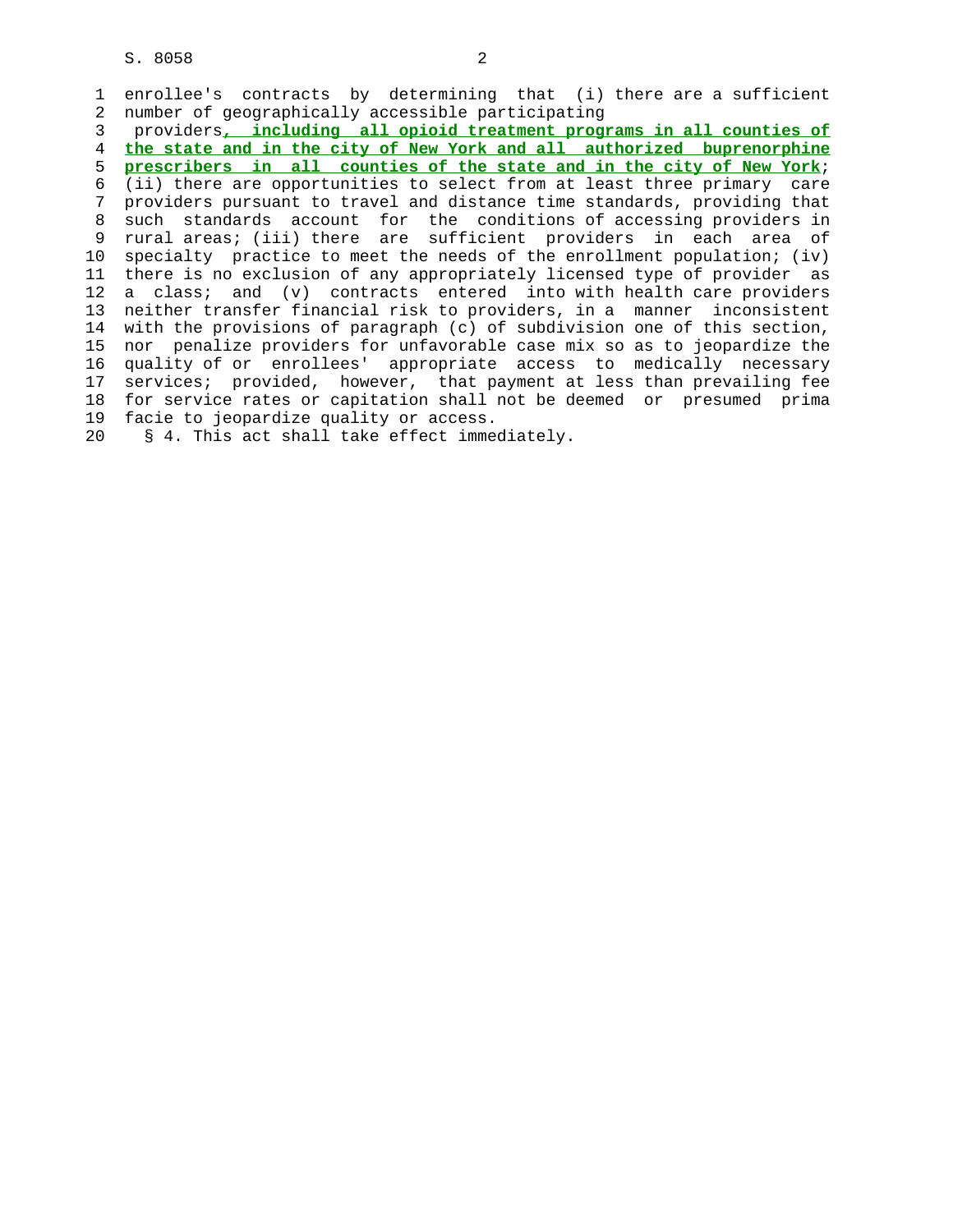enrollee's contracts by determining that (i) there are a sufficient number of geographically accessible participating providers**, including all opioid treatment programs in all counties of the state and in the city of New York and all authorized buprenorphine prescribers in all counties of the state and in the city of New York**; (ii) there are opportunities to select from at least three primary care providers pursuant to travel and distance time standards, providing that such standards account for the conditions of accessing providers in rural areas; (iii) there are sufficient providers in each area of specialty practice to meet the needs of the enrollment population; (iv) there is no exclusion of any appropriately licensed type of provider as a class; and (v) contracts entered into with health care providers neither transfer financial risk to providers, in a manner inconsistent with the provisions of paragraph (c) of subdivision one of this section, nor penalize providers for unfavorable case mix so as to jeopardize the quality of or enrollees' appropriate access to medically necessary services; provided, however, that payment at less than prevailing fee for service rates or capitation shall not be deemed or presumed prima facie to jeopardize quality or access.

§ 4. This act shall take effect immediately.